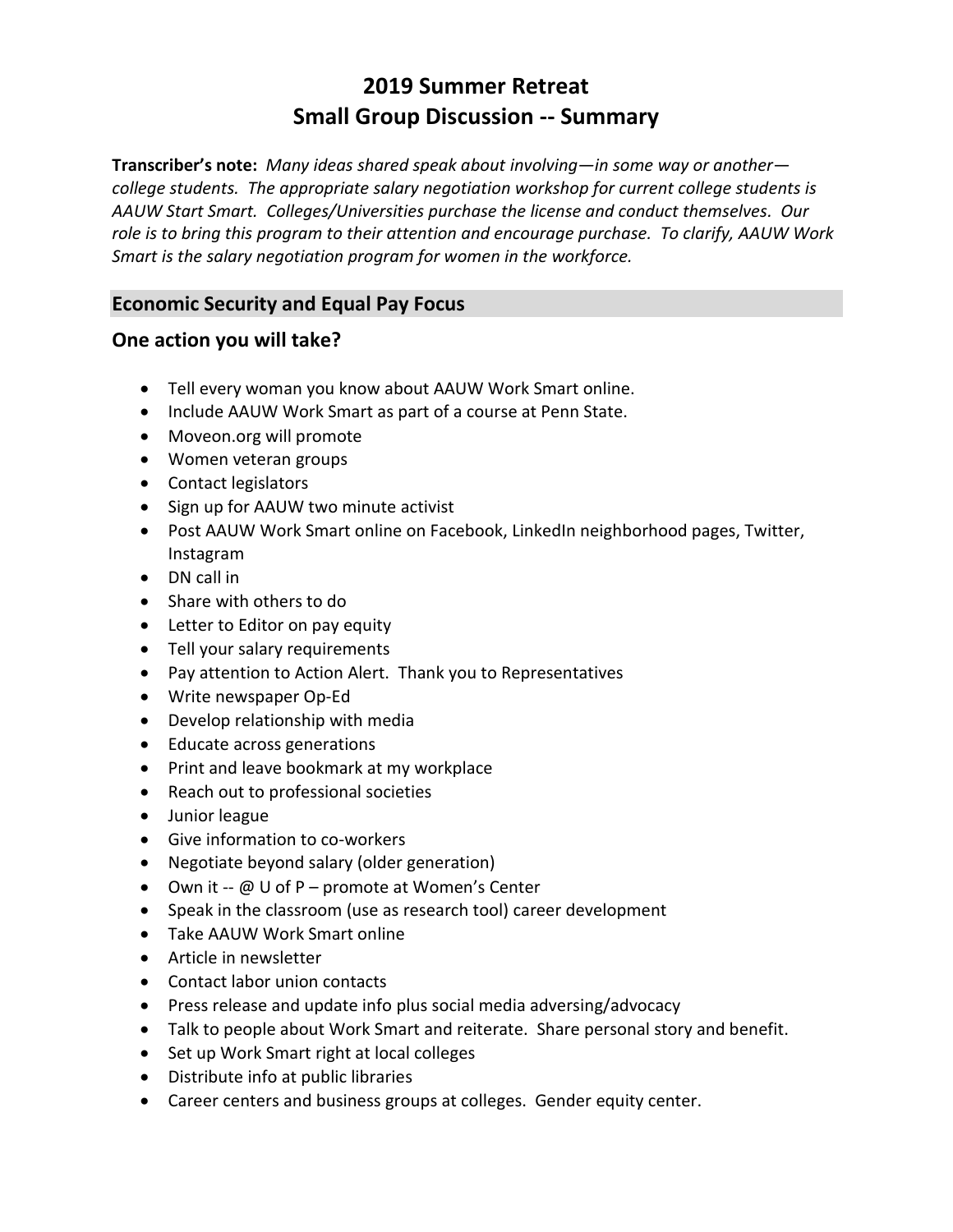# 2019 Summer Retreat
# Small Group Discussion -- Summary

**Transcriber's note:** *Many ideas shared speak about involving—in some way or another—college students. The appropriate salary negotiation workshop for current college students is AAUW Start Smart. Colleges/Universities purchase the license and conduct themselves. Our role is to bring this program to their attention and encourage purchase. To clarify, AAUW Work Smart is the salary negotiation program for women in the workforce.*

## Economic Security and Equal Pay Focus

### One action you will take?

- Tell every woman you know about AAUW Work Smart online.
- Include AAUW Work Smart as part of a course at Penn State.
- Moveon.org will promote
- Women veteran groups
- Contact legislators
- Sign up for AAUW two minute activist
- Post AAUW Work Smart online on Facebook, LinkedIn neighborhood pages, Twitter, Instagram
- DN call in
- Share with others to do
- Letter to Editor on pay equity
- Tell your salary requirements
- Pay attention to Action Alert. Thank you to Representatives
- Write newspaper Op-Ed
- Develop relationship with media
- Educate across generations
- Print and leave bookmark at my workplace
- Reach out to professional societies
- Junior league
- Give information to co-workers
- Negotiate beyond salary (older generation)
- Own it -- @ U of P – promote at Women's Center
- Speak in the classroom (use as research tool) career development
- Take AAUW Work Smart online
- Article in newsletter
- Contact labor union contacts
- Press release and update info plus social media adversing/advocacy
- Talk to people about Work Smart and reiterate. Share personal story and benefit.
- Set up Work Smart right at local colleges
- Distribute info at public libraries
- Career centers and business groups at colleges. Gender equity center.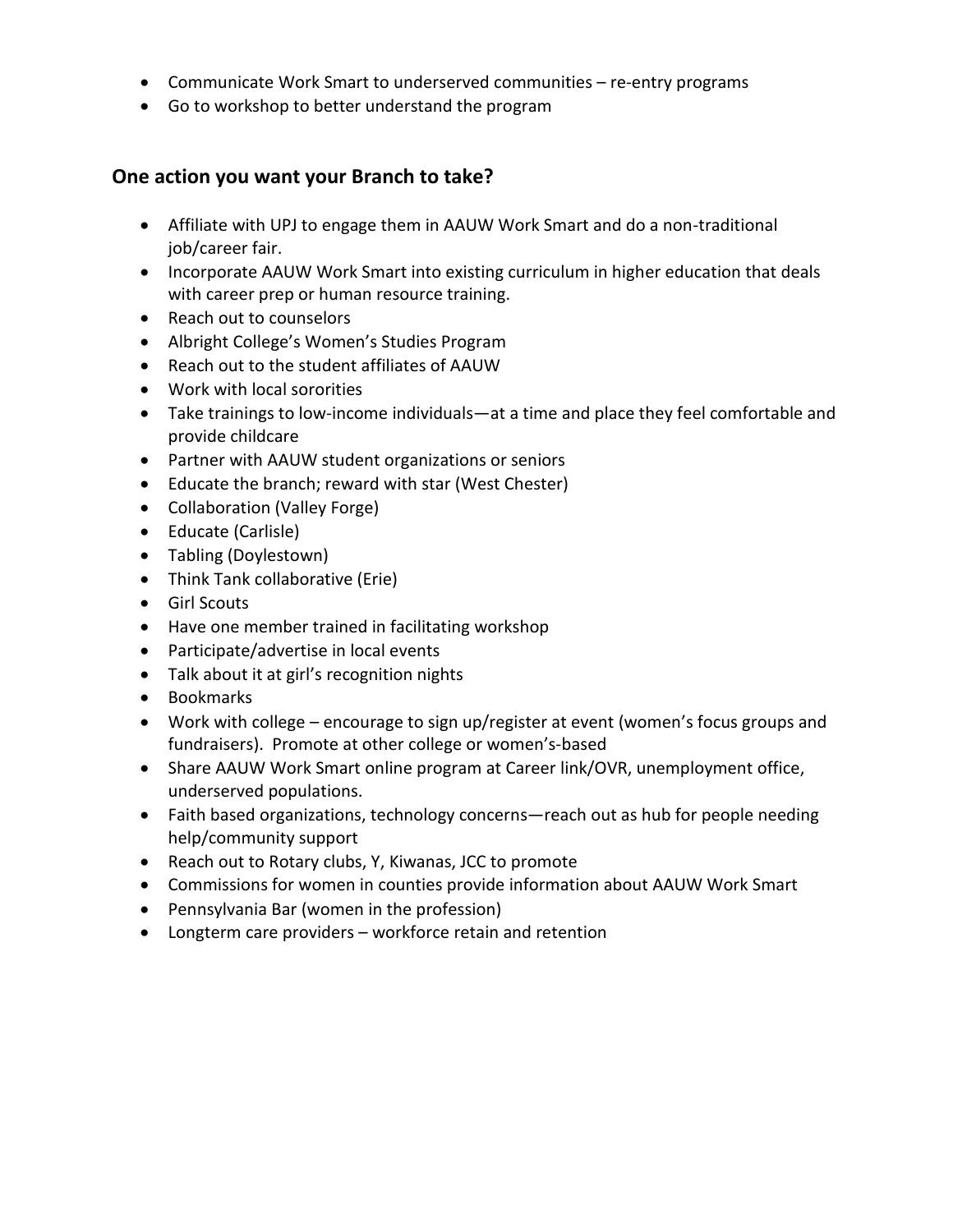- Communicate Work Smart to underserved communities – re-entry programs
- Go to workshop to better understand the program

## One action you want your Branch to take?

- Affiliate with UPJ to engage them in AAUW Work Smart and do a non-traditional job/career fair.
- Incorporate AAUW Work Smart into existing curriculum in higher education that deals with career prep or human resource training.
- Reach out to counselors
- Albright College's Women's Studies Program
- Reach out to the student affiliates of AAUW
- Work with local sororities
- Take trainings to low-income individuals—at a time and place they feel comfortable and provide childcare
- Partner with AAUW student organizations or seniors
- Educate the branch; reward with star (West Chester)
- Collaboration (Valley Forge)
- Educate (Carlisle)
- Tabling (Doylestown)
- Think Tank collaborative (Erie)
- Girl Scouts
- Have one member trained in facilitating workshop
- Participate/advertise in local events
- Talk about it at girl's recognition nights
- Bookmarks
- Work with college – encourage to sign up/register at event (women's focus groups and fundraisers). Promote at other college or women's-based
- Share AAUW Work Smart online program at Career link/OVR, unemployment office, underserved populations.
- Faith based organizations, technology concerns—reach out as hub for people needing help/community support
- Reach out to Rotary clubs, Y, Kiwanas, JCC to promote
- Commissions for women in counties provide information about AAUW Work Smart
- Pennsylvania Bar (women in the profession)
- Longterm care providers – workforce retain and retention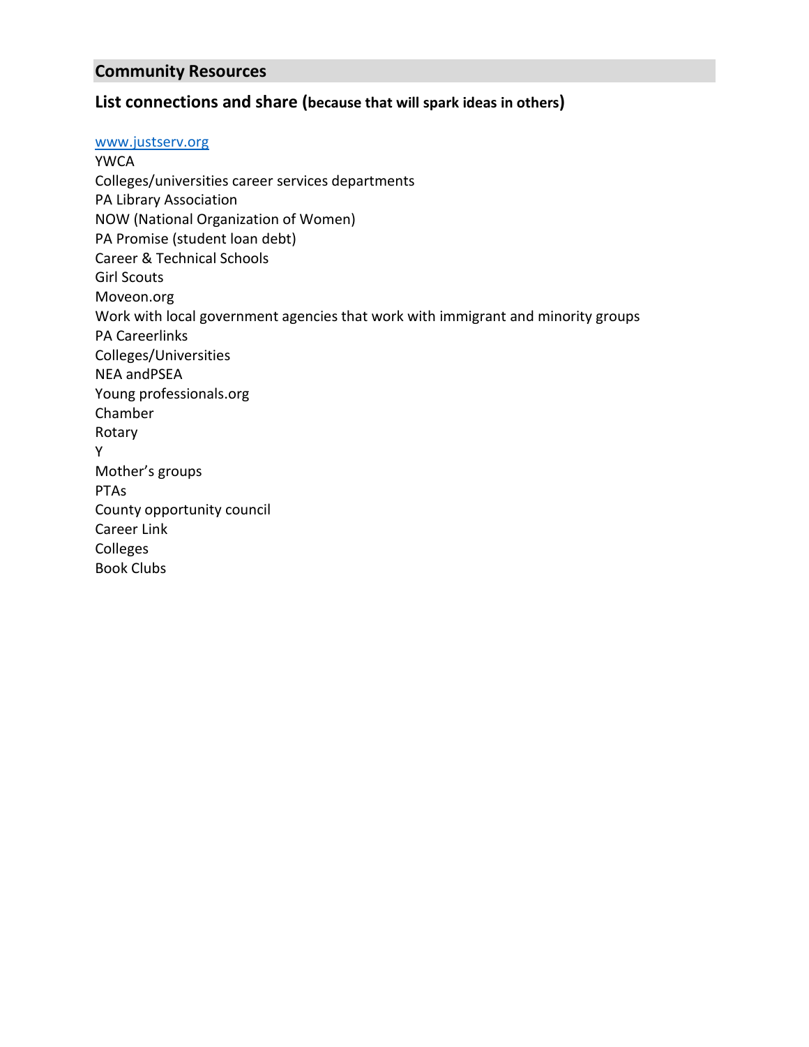## Community Resources

### List connections and share (because that will spark ideas in others)

[www.justserv.org](www.justserv.org)
YWCA
Colleges/universities career services departments
PA Library Association
NOW (National Organization of Women)
PA Promise (student loan debt)
Career & Technical Schools
Girl Scouts
Moveon.org
Work with local government agencies that work with immigrant and minority groups
PA Careerlinks
Colleges/Universities
NEA andPSEA
Young professionals.org
Chamber
Rotary
Y
Mother's groups
PTAs
County opportunity council
Career Link
Colleges
Book Clubs